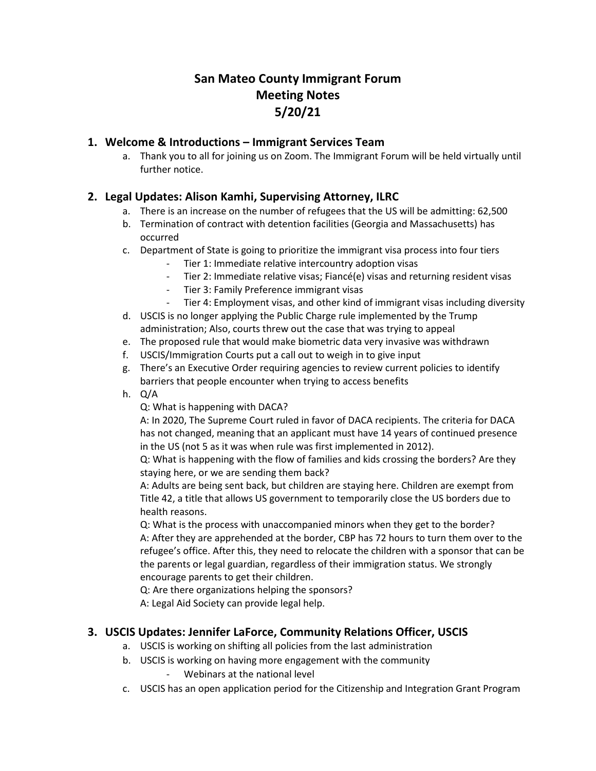# San Mateo County Immigrant Forum
# Meeting Notes
# 5/20/21

## 1. Welcome & Introductions – Immigrant Services Team

a. Thank you to all for joining us on Zoom. The Immigrant Forum will be held virtually until further notice.

## 2. Legal Updates: Alison Kamhi, Supervising Attorney, ILRC

a. There is an increase on the number of refugees that the US will be admitting: 62,500

b. Termination of contract with detention facilities (Georgia and Massachusetts) has occurred

c. Department of State is going to prioritize the immigrant visa process into four tiers
   - Tier 1: Immediate relative intercountry adoption visas
   - Tier 2: Immediate relative visas; Fiancé(e) visas and returning resident visas
   - Tier 3: Family Preference immigrant visas
   - Tier 4: Employment visas, and other kind of immigrant visas including diversity

d. USCIS is no longer applying the Public Charge rule implemented by the Trump administration; Also, courts threw out the case that was trying to appeal

e. The proposed rule that would make biometric data very invasive was withdrawn

f. USCIS/Immigration Courts put a call out to weigh in to give input

g. There's an Executive Order requiring agencies to review current policies to identify barriers that people encounter when trying to access benefits

h. Q/A

Q: What is happening with DACA?

A: In 2020, The Supreme Court ruled in favor of DACA recipients. The criteria for DACA has not changed, meaning that an applicant must have 14 years of continued presence in the US (not 5 as it was when rule was first implemented in 2012).

Q: What is happening with the flow of families and kids crossing the borders? Are they staying here, or we are sending them back?

A: Adults are being sent back, but children are staying here. Children are exempt from Title 42, a title that allows US government to temporarily close the US borders due to health reasons.

Q: What is the process with unaccompanied minors when they get to the border?

A: After they are apprehended at the border, CBP has 72 hours to turn them over to the refugee's office. After this, they need to relocate the children with a sponsor that can be the parents or legal guardian, regardless of their immigration status. We strongly encourage parents to get their children.

Q: Are there organizations helping the sponsors?

A: Legal Aid Society can provide legal help.

## 3. USCIS Updates: Jennifer LaForce, Community Relations Officer, USCIS

a. USCIS is working on shifting all policies from the last administration

b. USCIS is working on having more engagement with the community
   - Webinars at the national level

c. USCIS has an open application period for the Citizenship and Integration Grant Program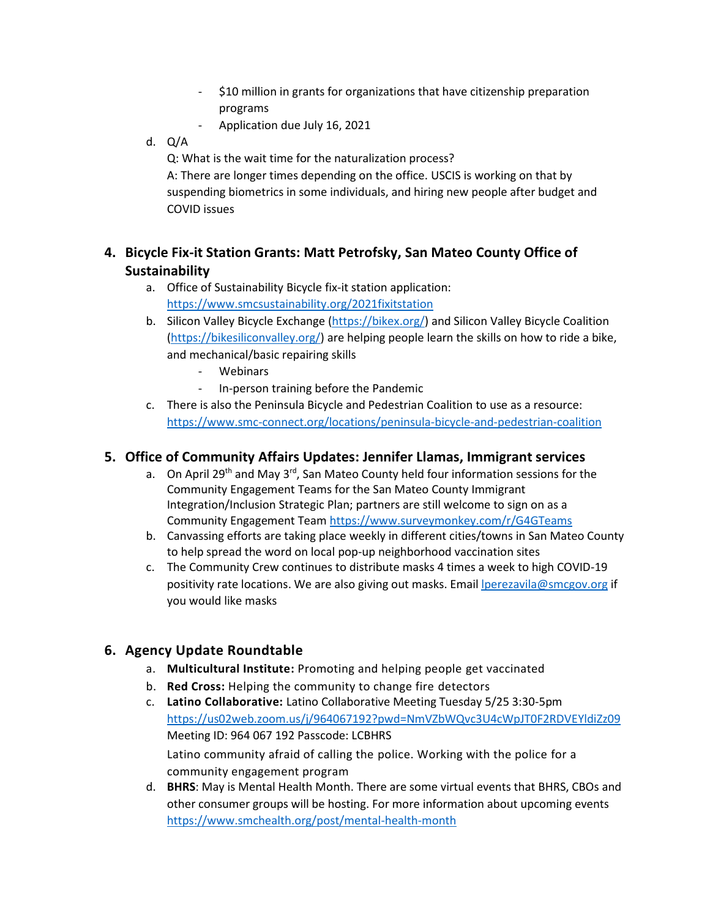- $10 million in grants for organizations that have citizenship preparation programs
- Application due July 16, 2021

d. Q/A

Q: What is the wait time for the naturalization process?

A: There are longer times depending on the office. USCIS is working on that by suspending biometrics in some individuals, and hiring new people after budget and COVID issues

## 4. Bicycle Fix-it Station Grants: Matt Petrofsky, San Mateo County Office of Sustainability

a. Office of Sustainability Bicycle fix-it station application: https://www.smcsustainability.org/2021fixitstation

b. Silicon Valley Bicycle Exchange (https://bikex.org/) and Silicon Valley Bicycle Coalition (https://bikesiliconvalley.org/) are helping people learn the skills on how to ride a bike, and mechanical/basic repairing skills

- Webinars
- In-person training before the Pandemic

c. There is also the Peninsula Bicycle and Pedestrian Coalition to use as a resource: https://www.smc-connect.org/locations/peninsula-bicycle-and-pedestrian-coalition

## 5. Office of Community Affairs Updates: Jennifer Llamas, Immigrant services

a. On April 29th and May 3rd, San Mateo County held four information sessions for the Community Engagement Teams for the San Mateo County Immigrant Integration/Inclusion Strategic Plan; partners are still welcome to sign on as a Community Engagement Team https://www.surveymonkey.com/r/G4GTeams

b. Canvassing efforts are taking place weekly in different cities/towns in San Mateo County to help spread the word on local pop-up neighborhood vaccination sites

c. The Community Crew continues to distribute masks 4 times a week to high COVID-19 positivity rate locations. We are also giving out masks. Email lperezavila@smcgov.org if you would like masks

## 6. Agency Update Roundtable

a. **Multicultural Institute:** Promoting and helping people get vaccinated

b. **Red Cross:** Helping the community to change fire detectors

c. **Latino Collaborative:** Latino Collaborative Meeting Tuesday 5/25 3:30-5pm https://us02web.zoom.us/j/964067192?pwd=NmVZbWQvc3U4cWpJT0F2RDVEYldiZz09
Meeting ID: 964 067 192 Passcode: LCBHRS

Latino community afraid of calling the police. Working with the police for a community engagement program

d. **BHRS**: May is Mental Health Month. There are some virtual events that BHRS, CBOs and other consumer groups will be hosting. For more information about upcoming events https://www.smchealth.org/post/mental-health-month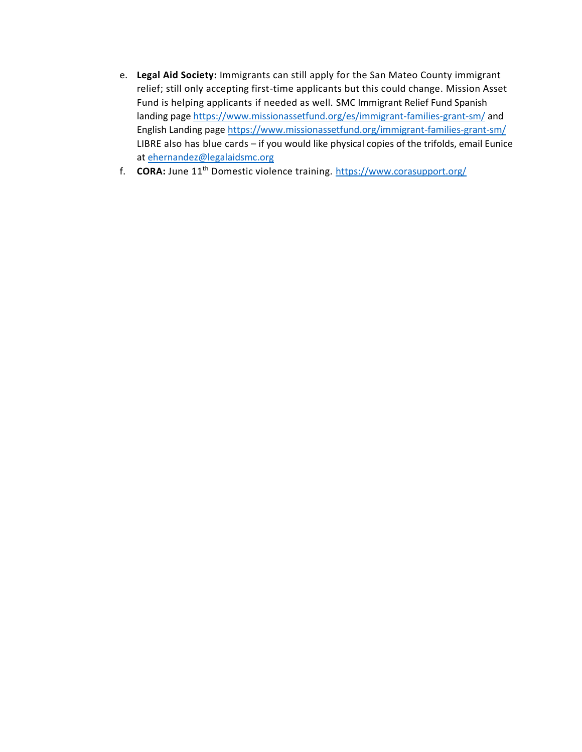e. **Legal Aid Society:** Immigrants can still apply for the San Mateo County immigrant relief; still only accepting first-time applicants but this could change. Mission Asset Fund is helping applicants if needed as well. SMC Immigrant Relief Fund Spanish landing page https://www.missionassetfund.org/es/immigrant-families-grant-sm/ and English Landing page https://www.missionassetfund.org/immigrant-families-grant-sm/ LIBRE also has blue cards – if you would like physical copies of the trifolds, email Eunice at ehernandez@legalaidsmc.org

f. **CORA:** June 11th Domestic violence training. https://www.corasupport.org/